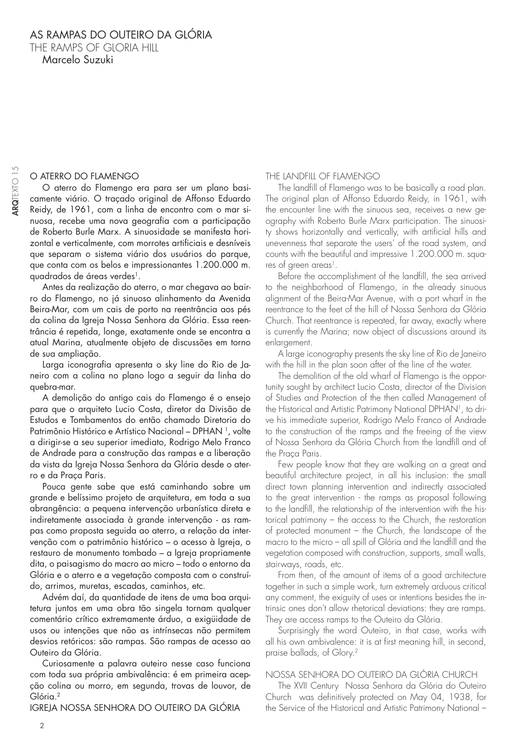# AS RAMPAS DO OUTEIRO DA GLÓRIA

THE RAMPS OF GLORIA HILL

Marcelo Suzuki

## O ATERRO DO FLAMENGO

O aterro do Flamengo era para ser um plano basicamente viário. O traçado original de Affonso Eduardo Reidy, de 1961, com a linha de encontro com o mar sinuosa, recebe uma nova geografia com a participação de Roberto Burle Marx. A sinuosidade se manifesta horizontal e verticalmente, com morrotes artificiais e desníveis que separam o sistema viário dos usuários do parque, que conta com os belos e impressionantes 1.200.000 m. quadrados de áreas verdes[1].

Antes da realização do aterro, o mar chegava ao bairro do Flamengo, no já sinuoso alinhamento da Avenida Beira-Mar, com um cais de porto na reentrância aos pés da colina da Igreja Nossa Senhora da Glória. Essa reentrância é repetida, longe, exatamente onde se encontra a atual Marina, atualmente objeto de discussões em torno de sua ampliação.

Larga iconografia apresenta o sky line do Rio de Janeiro com a colina no plano logo a seguir da linha do quebra-mar.

A demolição do antigo cais do Flamengo é o ensejo para que o arquiteto Lucio Costa, diretor da Divisão de Estudos e Tombamentos do então chamado Diretoria do Patrimônio Histórico e Artístico Nacional – DPHAN [1], volte a dirigir-se a seu superior imediato, Rodrigo Melo Franco de Andrade para a construção das rampas e a liberação da vista da Igreja Nossa Senhora da Glória desde o aterro e da Praça Paris.

Pouca gente sabe que está caminhando sobre um grande e belíssimo projeto de arquitetura, em toda a sua abrangência: a pequena intervenção urbanística direta e indiretamente associada à grande intervenção - as rampas como proposta seguida ao aterro, a relação da intervenção com o patrimônio histórico – o acesso à Igreja, o restauro de monumento tombado – a Igreja propriamente dita, o paisagismo do macro ao micro – todo o entorno da Glória e o aterro e a vegetação composta com o construído, arrimos, muretas, escadas, caminhos, etc.

Advém daí, da quantidade de itens de uma boa arquitetura juntos em uma obra tão singela tornam qualquer comentário crítico extremamente árduo, a exigüidade de usos ou intenções que não as intrínsecas não permitem desvios retóricos: são rampas. São rampas de acesso ao Outeiro da Glória.

Curiosamente a palavra outeiro nesse caso funciona com toda sua própria ambivalência: é em primeira acepção colina ou morro, em segunda, trovas de louvor, de Glória.[2]

## IGREJA NOSSA SENHORA DO OUTEIRO DA GLÓRIA

## THE LANDFILL OF FLAMENGO

The landfill of Flamengo was to be basically a road plan. The original plan of Affonso Eduardo Reidy, in 1961, with the encounter line with the sinuous sea, receives a new geography with Roberto Burle Marx participation. The sinuosity shows horizontally and vertically, with artificial hills and unevenness that separate the users' of the road system, and counts with the beautiful and impressive 1.200.000 m. squares of green areas[1].

Before the accomplishment of the landfill, the sea arrived to the neighborhood of Flamengo, in the already sinuous alignment of the Beira-Mar Avenue, with a port wharf in the reentrance to the feet of the hill of Nossa Senhora da Glória Church. That reentrance is repeated, far away, exactly where is currently the Marina; now object of discussions around its enlargement.

A large iconography presents the sky line of Rio de Janeiro with the hill in the plan soon after of the line of the water.

The demolition of the old wharf of Flamengo is the opportunity sought by architect Lucio Costa, director of the Division of Studies and Protection of the then called Management of the Historical and Artistic Patrimony National DPHAN[1], to drive his immediate superior, Rodrigo Melo Franco of Andrade to the construction of the ramps and the freeing of the view of Nossa Senhora da Glória Church from the landfill and of the Praça Paris.

Few people know that they are walking on a great and beautiful architecture project, in all his inclusion: the small direct town planning intervention and indirectly associated to the great intervention - the ramps as proposal following to the landfill, the relationship of the intervention with the historical patrimony – the access to the Church, the restoration of protected monument – the Church, the landscape of the macro to the micro – all spill of Glória and the landfill and the vegetation composed with construction, supports, small walls, stairways, roads, etc.

From then, of the amount of items of a good architecture together in such a simple work, turn extremely arduous critical any comment, the exiguity of uses or intentions besides the intrinsic ones don't allow rhetorical deviations: they are ramps. They are access ramps to the Outeiro da Glória.

Surprisingly the word Outeiro, in that case, works with all his own ambivalence: it is at first meaning hill, in second, praise ballads, of Glory.[2]

## NOSSA SENHORA DO OUTEIRO DA GLÓRIA CHURCH

The XVII Century Nossa Senhora da Glória do Outeiro Church was definitively protected on May 04, 1938, for the Service of the Historical and Artistic Patrimony National –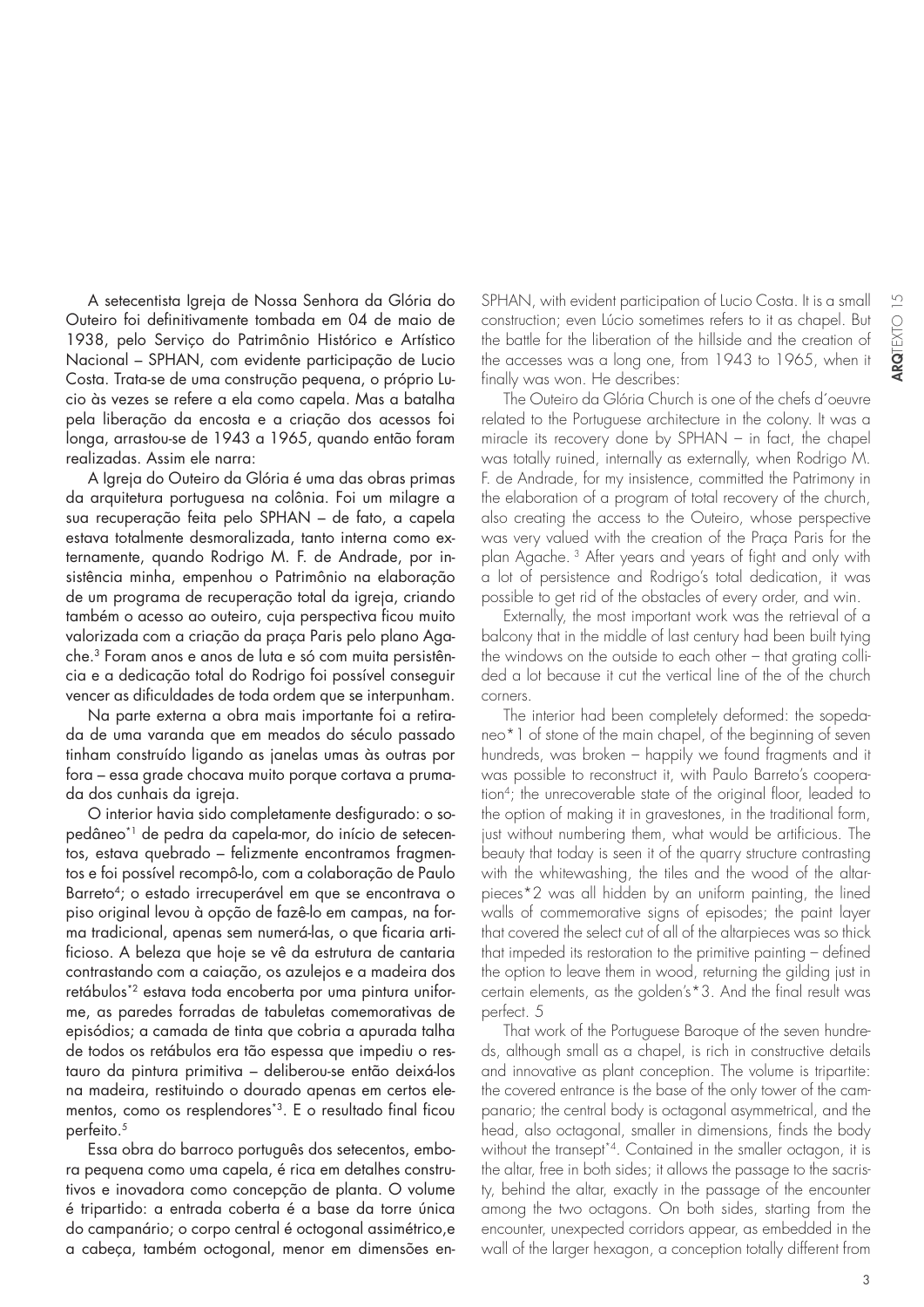A setecentista Igreja de Nossa Senhora da Glória do Outeiro foi definitivamente tombada em 04 de maio de 1938, pelo Serviço do Patrimônio Histórico e Artístico Nacional – SPHAN, com evidente participação de Lucio Costa. Trata-se de uma construção pequena, o próprio Lucio às vezes se refere a ela como capela. Mas a batalha pela liberação da encosta e a criação dos acessos foi longa, arrastou-se de 1943 a 1965, quando então foram realizadas. Assim ele narra:

A Igreja do Outeiro da Glória é uma das obras primas da arquitetura portuguesa na colônia. Foi um milagre a sua recuperação feita pelo SPHAN – de fato, a capela estava totalmente desmoralizada, tanto interna como externamente, quando Rodrigo M. F. de Andrade, por insistência minha, empenhou o Patrimônio na elaboração de um programa de recuperação total da igreja, criando também o acesso ao outeiro, cuja perspectiva ficou muito valorizada com a criação da praça Paris pelo plano Agache.[3] Foram anos e anos de luta e só com muita persistência e a dedicação total do Rodrigo foi possível conseguir vencer as dificuldades de toda ordem que se interpunham.

Na parte externa a obra mais importante foi a retirada de uma varanda que em meados do século passado tinham construído ligando as janelas umas às outras por fora – essa grade chocava muito porque cortava a prumada dos cunhais da igreja.

O interior havia sido completamente desfigurado: o sopedâneo[*1] de pedra da capela-mor, do início de setecentos, estava quebrado – felizmente encontramos fragmentos e foi possível recompô-lo, com a colaboração de Paulo Barreto[4]; o estado irrecuperável em que se encontrava o piso original levou à opção de fazê-lo em campas, na forma tradicional, apenas sem numerá-las, o que ficaria artificioso. A beleza que hoje se vê da estrutura de cantaria contrastando com a caiação, os azulejos e a madeira dos retábulos[*2] estava toda encoberta por uma pintura uniforme, as paredes forradas de tabuletas comemorativas de episódios; a camada de tinta que cobria a apurada talha de todos os retábulos era tão espessa que impediu o restauro da pintura primitiva – deliberou-se então deixá-los na madeira, restituindo o dourado apenas em certos elementos, como os resplendores[*3]. E o resultado final ficou perfeito.[5]

Essa obra do barroco português dos setecentos, embora pequena como uma capela, é rica em detalhes construtivos e inovadora como concepção de planta. O volume é tripartido: a entrada coberta é a base da torre única do campanário; o corpo central é octogonal assimétrico,e a cabeça, também octogonal, menor em dimensões en-

SPHAN, with evident participation of Lucio Costa. It is a small construction; even Lúcio sometimes refers to it as chapel. But the battle for the liberation of the hillside and the creation of the accesses was a long one, from 1943 to 1965, when it finally was won. He describes:

The Outeiro da Glória Church is one of the chefs d´oeuvre related to the Portuguese architecture in the colony. It was a miracle its recovery done by SPHAN – in fact, the chapel was totally ruined, internally as externally, when Rodrigo M. F. de Andrade, for my insistence, committed the Patrimony in the elaboration of a program of total recovery of the church, also creating the access to the Outeiro, whose perspective was very valued with the creation of the Praça Paris for the plan Agache. [3] After years and years of fight and only with a lot of persistence and Rodrigo's total dedication, it was possible to get rid of the obstacles of every order, and win.

Externally, the most important work was the retrieval of a balcony that in the middle of last century had been built tying the windows on the outside to each other – that grating collided a lot because it cut the vertical line of the of the church corners.

The interior had been completely deformed: the sopedaneo*1 of stone of the main chapel, of the beginning of seven hundreds, was broken – happily we found fragments and it was possible to reconstruct it, with Paulo Barreto's cooperation[4]; the unrecoverable state of the original floor, leaded to the option of making it in gravestones, in the traditional form, just without numbering them, what would be artificious. The beauty that today is seen it of the quarry structure contrasting with the whitewashing, the tiles and the wood of the altarpieces*2 was all hidden by an uniform painting, the lined walls of commemorative signs of episodes; the paint layer that covered the select cut of all of the altarpieces was so thick that impeded its restoration to the primitive painting – defined the option to leave them in wood, returning the gilding just in certain elements, as the golden's*3. And the final result was perfect. 5

That work of the Portuguese Baroque of the seven hundreds, although small as a chapel, is rich in constructive details and innovative as plant conception. The volume is tripartite: the covered entrance is the base of the only tower of the campanario; the central body is octagonal asymmetrical, and the head, also octagonal, smaller in dimensions, finds the body without the transept*4. Contained in the smaller octagon, it is the altar, free in both sides; it allows the passage to the sacristy, behind the altar, exactly in the passage of the encounter among the two octagons. On both sides, starting from the encounter, unexpected corridors appear, as embedded in the wall of the larger hexagon, a conception totally different from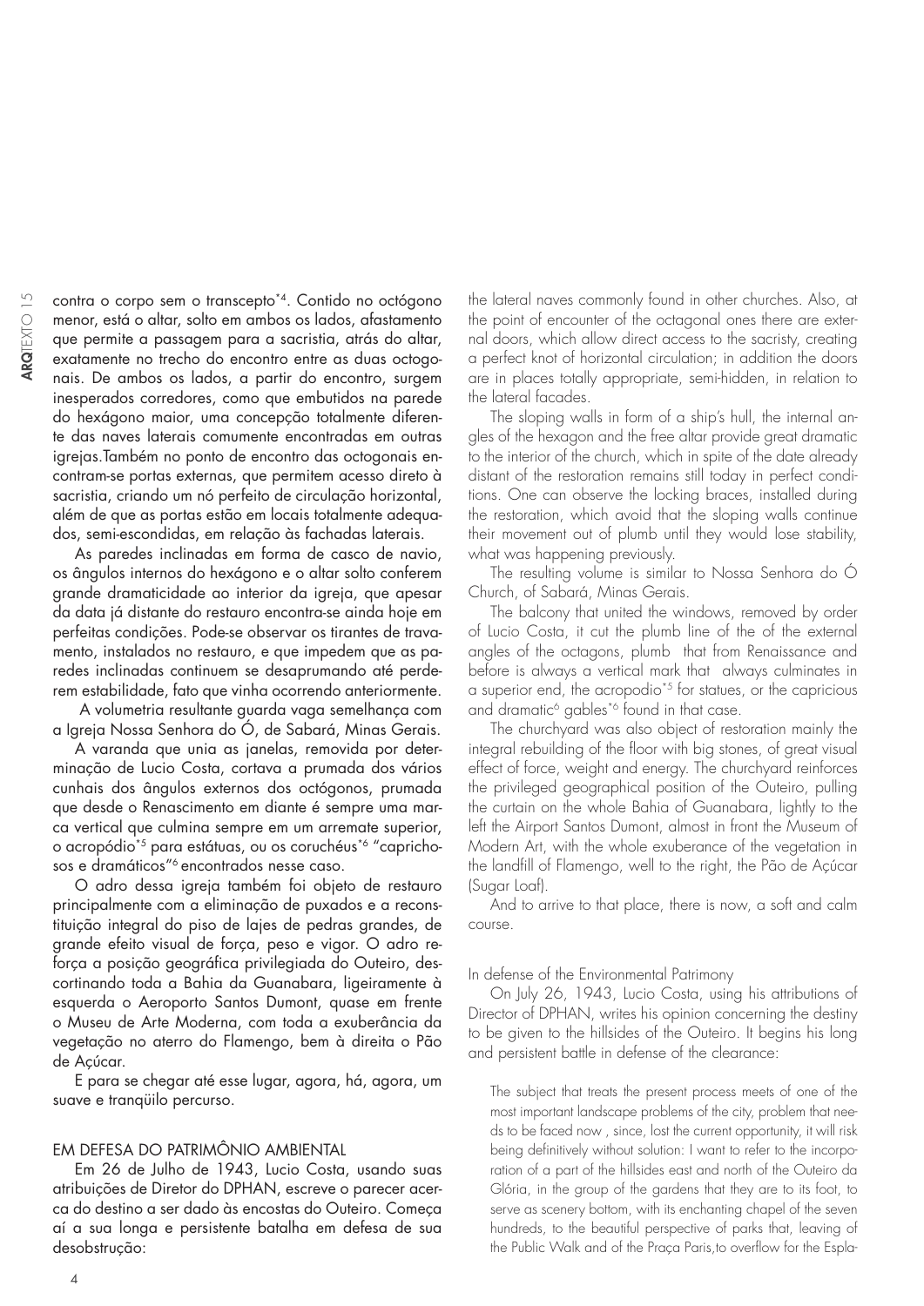contra o corpo sem o transcepto*4. Contido no octógono menor, está o altar, solto em ambos os lados, afastamento que permite a passagem para a sacristia, atrás do altar, exatamente no trecho do encontro entre as duas octogonais. De ambos os lados, a partir do encontro, surgem inesperados corredores, como que embutidos na parede do hexágono maior, uma concepção totalmente diferente das naves laterais comumente encontradas em outras igrejas.Também no ponto de encontro das octogonais encontram-se portas externas, que permitem acesso direto à sacristia, criando um nó perfeito de circulação horizontal, além de que as portas estão em locais totalmente adequados, semi-escondidas, em relação às fachadas laterais.

As paredes inclinadas em forma de casco de navio, os ângulos internos do hexágono e o altar solto conferem grande dramaticidade ao interior da igreja, que apesar da data já distante do restauro encontra-se ainda hoje em perfeitas condições. Pode-se observar os tirantes de travamento, instalados no restauro, e que impedem que as paredes inclinadas continuem se desaprumando até perderem estabilidade, fato que vinha ocorrendo anteriormente.

A volumetria resultante guarda vaga semelhança com a Igreja Nossa Senhora do Ó, de Sabará, Minas Gerais.

A varanda que unia as janelas, removida por determinação de Lucio Costa, cortava a prumada dos vários cunhais dos ângulos externos dos octógonos, prumada que desde o Renascimento em diante é sempre uma marca vertical que culmina sempre em um arremate superior, o acropódio*5 para estátuas, ou os coruchéus*6 "caprichosos e dramáticos"6 encontrados nesse caso.

O adro dessa igreja também foi objeto de restauro principalmente com a eliminação de puxados e a reconstituição integral do piso de lajes de pedras grandes, de grande efeito visual de força, peso e vigor. O adro reforça a posição geográfica privilegiada do Outeiro, descortinando toda a Bahia da Guanabara, ligeiramente à esquerda o Aeroporto Santos Dumont, quase em frente o Museu de Arte Moderna, com toda a exuberância da vegetação no aterro do Flamengo, bem à direita o Pão de Açúcar.

E para se chegar até esse lugar, agora, há, agora, um suave e tranqüilo percurso.

## EM DEFESA DO PATRIMÔNIO AMBIENTAL

Em 26 de Julho de 1943, Lucio Costa, usando suas atribuições de Diretor do DPHAN, escreve o parecer acerca do destino a ser dado às encostas do Outeiro. Começa aí a sua longa e persistente batalha em defesa de sua desobstrução:

the lateral naves commonly found in other churches. Also, at the point of encounter of the octagonal ones there are external doors, which allow direct access to the sacristy, creating a perfect knot of horizontal circulation; in addition the doors are in places totally appropriate, semi-hidden, in relation to the lateral facades.

The sloping walls in form of a ship's hull, the internal angles of the hexagon and the free altar provide great dramatic to the interior of the church, which in spite of the date already distant of the restoration remains still today in perfect conditions. One can observe the locking braces, installed during the restoration, which avoid that the sloping walls continue their movement out of plumb until they would lose stability, what was happening previously.

The resulting volume is similar to Nossa Senhora do Ó Church, of Sabará, Minas Gerais.

The balcony that united the windows, removed by order of Lucio Costa, it cut the plumb line of the of the external angles of the octagons, plumb that from Renaissance and before is always a vertical mark that always culminates in a superior end, the acropodio*5 for statues, or the capricious and dramatic6 gables*6 found in that case.

The churchyard was also object of restoration mainly the integral rebuilding of the floor with big stones, of great visual effect of force, weight and energy. The churchyard reinforces the privileged geographical position of the Outeiro, pulling the curtain on the whole Bahia of Guanabara, lightly to the left the Airport Santos Dumont, almost in front the Museum of Modern Art, with the whole exuberance of the vegetation in the landfill of Flamengo, well to the right, the Pão de Açúcar (Sugar Loaf).

And to arrive to that place, there is now, a soft and calm course.

## In defense of the Environmental Patrimony

On July 26, 1943, Lucio Costa, using his attributions of Director of DPHAN, writes his opinion concerning the destiny to be given to the hillsides of the Outeiro. It begins his long and persistent battle in defense of the clearance:

> The subject that treats the present process meets of one of the most important landscape problems of the city, problem that needs to be faced now , since, lost the current opportunity, it will risk being definitively without solution: I want to refer to the incorporation of a part of the hillsides east and north of the Outeiro da Glória, in the group of the gardens that they are to its foot, to serve as scenery bottom, with its enchanting chapel of the seven hundreds, to the beautiful perspective of parks that, leaving of the Public Walk and of the Praça Paris,to overflow for the Espla-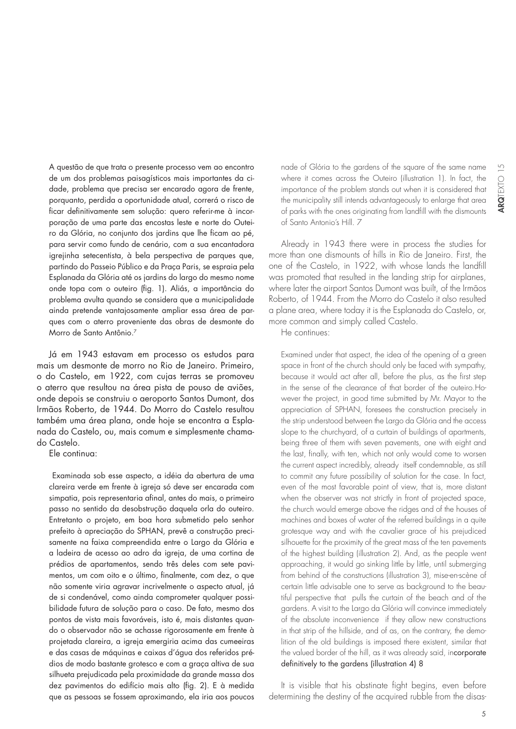A questão de que trata o presente processo vem ao encontro de um dos problemas paisagísticos mais importantes da cidade, problema que precisa ser encarado agora de frente, porquanto, perdida a oportunidade atual, correrá o risco de ficar definitivamente sem solução: quero referir-me à incorporação de uma parte das encostas leste e norte do Outeiro da Glória, no conjunto dos jardins que lhe ficam ao pé, para servir como fundo de cenário, com a sua encantadora igrejinha setecentista, à bela perspectiva de parques que, partindo do Passeio Público e da Praça Paris, se espraia pela Esplanada da Glória até os jardins do largo do mesmo nome onde topa com o outeiro (fig. 1). Aliás, a importância do problema avulta quando se considera que a municipalidade ainda pretende vantajosamente ampliar essa área de parques com o aterro proveniente das obras de desmonte do Morro de Santo Antônio.[7]

Já em 1943 estavam em processo os estudos para mais um desmonte de morro no Rio de Janeiro. Primeiro, o do Castelo, em 1922, com cujas terras se promoveu o aterro que resultou na área pista de pouso de aviões, onde depois se construiu o aeroporto Santos Dumont, dos Irmãos Roberto, de 1944. Do Morro do Castelo resultou também uma área plana, onde hoje se encontra a Esplanada do Castelo, ou, mais comum e simplesmente chamado Castelo.

Ele continua:

> Examinada sob esse aspecto, a idéia da abertura de uma clareira verde em frente à igreja só deve ser encarada com simpatia, pois representaria afinal, antes do mais, o primeiro passo no sentido da desobstrução daquela orla do outeiro. Entretanto o projeto, em boa hora submetido pelo senhor prefeito à apreciação do SPHAN, prevê a construção precisamente na faixa compreendida entre o Largo da Glória e a ladeira de acesso ao adro da igreja, de uma cortina de prédios de apartamentos, sendo três deles com sete pavimentos, um com oito e o último, finalmente, com dez, o que não somente viria agravar incrivelmente o aspecto atual, já de si condenável, como ainda comprometer qualquer possibilidade futura de solução para o caso. De fato, mesmo dos pontos de vista mais favoráveis, isto é, mais distantes quando o observador não se achasse rigorosamente em frente à projetada clareira, a igreja emergiria acima das cumeeiras e das casas de máquinas e caixas d'água dos referidos prédios de modo bastante grotesco e com a graça altiva de sua silhueta prejudicada pela proximidade da grande massa dos dez pavimentos do edifício mais alto (fig. 2). E à medida que as pessoas se fossem aproximando, ela iria aos poucos

nade of Glória to the gardens of the square of the same name where it comes across the Outeiro (illustration 1). In fact, the importance of the problem stands out when it is considered that the municipality still intends advantageously to enlarge that area of parks with the ones originating from landfill with the dismounts of Santo Antonio's Hill. 7

Already in 1943 there were in process the studies for more than one dismounts of hills in Rio de Janeiro. First, the one of the Castelo, in 1922, with whose lands the landfill was promoted that resulted in the landing strip for airplanes, where later the airport Santos Dumont was built, of the Irmãos Roberto, of 1944. From the Morro do Castelo it also resulted a plane area, where today it is the Esplanada do Castelo, or, more common and simply called Castelo.

He continues:

> Examined under that aspect, the idea of the opening of a green space in front of the church should only be faced with sympathy, because it would act after all, before the plus, as the first step in the sense of the clearance of that border of the outeiro. However the project, in good time submitted by Mr. Mayor to the appreciation of SPHAN, foresees the construction precisely in the strip understood between the Largo da Glória and the access slope to the churchyard, of a curtain of buildings of apartments, being three of them with seven pavements, one with eight and the last, finally, with ten, which not only would come to worsen the current aspect incredibly, already itself condemnable, as still to commit any future possibility of solution for the case. In fact, even of the most favorable point of view, that is, more distant when the observer was not strictly in front of projected space, the church would emerge above the ridges and of the houses of machines and boxes of water of the referred buildings in a quite grotesque way and with the cavalier grace of his prejudiced silhouette for the proximity of the great mass of the ten pavements of the highest building (illustration 2). And, as the people went approaching, it would go sinking little by little, until submerging from behind of the constructions (illustration 3), mise-en-scène of certain little advisable one to serve as background to the beautiful perspective that pulls the curtain of the beach and of the gardens. A visit to the Largo da Glória will convince immediately of the absolute inconvenience if they allow new constructions in that strip of the hillside, and of as, on the contrary, the demolition of the old buildings is imposed there existent, similar that the valued border of the hill, as it was already said, incorporate definitively to the gardens (illustration 4) 8

It is visible that his obstinate fight begins, even before determining the destiny of the acquired rubble from the disas-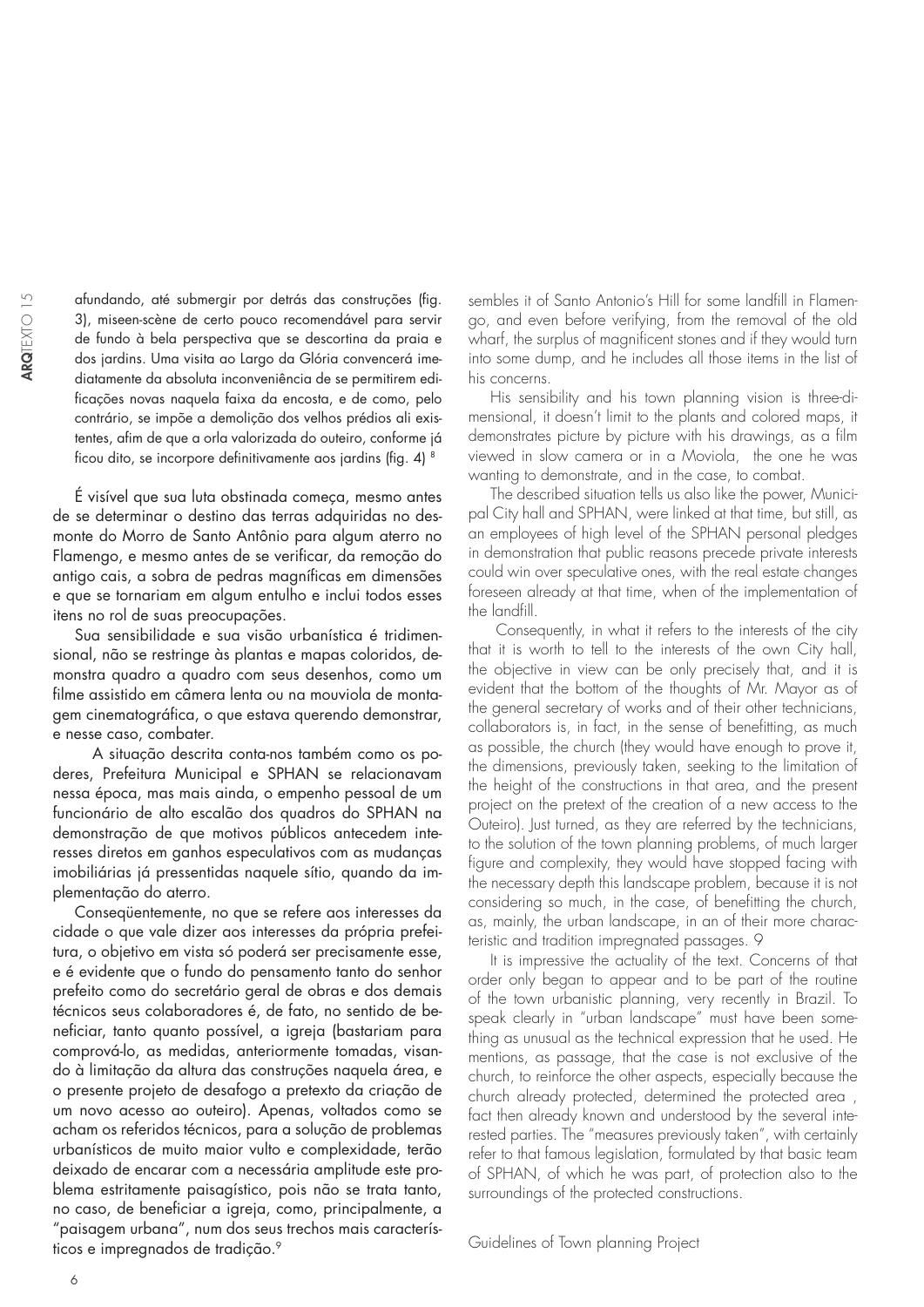afundando, até submergir por detrás das construções (fig. 3), miseen-scène de certo pouco recomendável para servir de fundo à bela perspectiva que se descortina da praia e dos jardins. Uma visita ao Largo da Glória convencerá imediatamente da absoluta inconveniência de se permitirem edificações novas naquela faixa da encosta, e de como, pelo contrário, se impõe a demolição dos velhos prédios ali existentes, afim de que a orla valorizada do outeiro, conforme já ficou dito, se incorpore definitivamente aos jardins (fig. 4) [8]

É visível que sua luta obstinada começa, mesmo antes de se determinar o destino das terras adquiridas no desmonte do Morro de Santo Antônio para algum aterro no Flamengo, e mesmo antes de se verificar, da remoção do antigo cais, a sobra de pedras magníficas em dimensões e que se tornariam em algum entulho e inclui todos esses itens no rol de suas preocupações.

Sua sensibilidade e sua visão urbanística é tridimensional, não se restringe às plantas e mapas coloridos, demonstra quadro a quadro com seus desenhos, como um filme assistido em câmera lenta ou na mouviola de montagem cinematográfica, o que estava querendo demonstrar, e nesse caso, combater.

A situação descrita conta-nos também como os poderes, Prefeitura Municipal e SPHAN se relacionavam nessa época, mas mais ainda, o empenho pessoal de um funcionário de alto escalão dos quadros do SPHAN na demonstração de que motivos públicos antecedem interesses diretos em ganhos especulativos com as mudanças imobiliárias já pressentidas naquele sítio, quando da implementação do aterro.

Conseqüentemente, no que se refere aos interesses da cidade o que vale dizer aos interesses da própria prefeitura, o objetivo em vista só poderá ser precisamente esse, e é evidente que o fundo do pensamento tanto do senhor prefeito como do secretário geral de obras e dos demais técnicos seus colaboradores é, de fato, no sentido de beneficiar, tanto quanto possível, a igreja (bastariam para comprová-lo, as medidas, anteriormente tomadas, visando à limitação da altura das construções naquela área, e o presente projeto de desafogo a pretexto da criação de um novo acesso ao outeiro). Apenas, voltados como se acham os referidos técnicos, para a solução de problemas urbanísticos de muito maior vulto e complexidade, terão deixado de encarar com a necessária amplitude este problema estritamente paisagístico, pois não se trata tanto, no caso, de beneficiar a igreja, como, principalmente, a "paisagem urbana", num dos seus trechos mais característicos e impregnados de tradição.[9]

sembles it of Santo Antonio's Hill for some landfill in Flamengo, and even before verifying, from the removal of the old wharf, the surplus of magnificent stones and if they would turn into some dump, and he includes all those items in the list of his concerns.

His sensibility and his town planning vision is three-dimensional, it doesn't limit to the plants and colored maps, it demonstrates picture by picture with his drawings, as a film viewed in slow camera or in a Moviola, the one he was wanting to demonstrate, and in the case, to combat.

The described situation tells us also like the power, Municipal City hall and SPHAN, were linked at that time, but still, as an employees of high level of the SPHAN personal pledges in demonstration that public reasons precede private interests could win over speculative ones, with the real estate changes foreseen already at that time, when of the implementation of the landfill.

Consequently, in what it refers to the interests of the city that it is worth to tell to the interests of the own City hall, the objective in view can be only precisely that, and it is evident that the bottom of the thoughts of Mr. Mayor as of the general secretary of works and of their other technicians, collaborators is, in fact, in the sense of benefitting, as much as possible, the church (they would have enough to prove it, the dimensions, previously taken, seeking to the limitation of the height of the constructions in that area, and the present project on the pretext of the creation of a new access to the Outeiro). Just turned, as they are referred by the technicians, to the solution of the town planning problems, of much larger figure and complexity, they would have stopped facing with the necessary depth this landscape problem, because it is not considering so much, in the case, of benefitting the church, as, mainly, the urban landscape, in an of their more characteristic and tradition impregnated passages. 9

It is impressive the actuality of the text. Concerns of that order only began to appear and to be part of the routine of the town urbanistic planning, very recently in Brazil. To speak clearly in "urban landscape" must have been something as unusual as the technical expression that he used. He mentions, as passage, that the case is not exclusive of the church, to reinforce the other aspects, especially because the church already protected, determined the protected area , fact then already known and understood by the several interested parties. The "measures previously taken", with certainly refer to that famous legislation, formulated by that basic team of SPHAN, of which he was part, of protection also to the surroundings of the protected constructions.

Guidelines of Town planning Project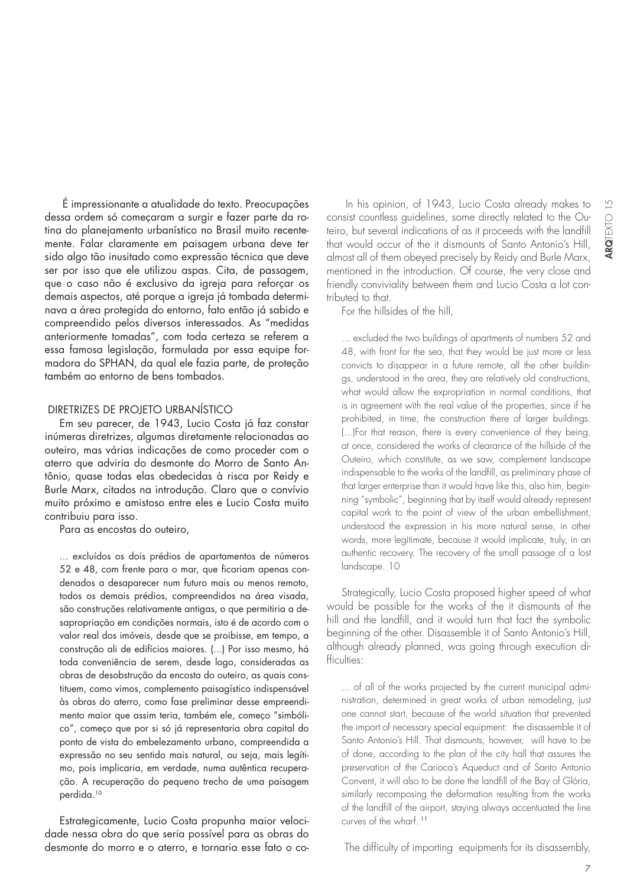É impressionante a atualidade do texto. Preocupações dessa ordem só começaram a surgir e fazer parte da rotina do planejamento urbanístico no Brasil muito recentemente. Falar claramente em paisagem urbana deve ter sido algo tão inusitado como expressão técnica que deve ser por isso que ele utilizou aspas. Cita, de passagem, que o caso não é exclusivo da igreja para reforçar os demais aspectos, até porque a igreja já tombada determinava a área protegida do entorno, fato então já sabido e compreendido pelos diversos interessados. As "medidas anteriormente tomadas", com toda certeza se referem a essa famosa legislação, formulada por essa equipe formadora do SPHAN, da qual ele fazia parte, de proteção também ao entorno de bens tombados.

## DIRETRIZES DE PROJETO URBANÍSTICO

Em seu parecer, de 1943, Lucio Costa já faz constar inúmeras diretrizes, algumas diretamente relacionadas ao outeiro, mas várias indicações de como proceder com o aterro que adviria do desmonte do Morro de Santo Antônio, quase todas elas obedecidas à risca por Reidy e Burle Marx, citados na introdução. Claro que o convívio muito próximo e amistoso entre eles e Lucio Costa muito contribuiu para isso.

Para as encostas do outeiro,

> ... excluídos os dois prédios de apartamentos de números 52 e 48, com frente para o mar, que ficariam apenas condenados a desaparecer num futuro mais ou menos remoto, todos os demais prédios, compreendidos na área visada, são construções relativamente antigas, o que permitiria a desapropriação em condições normais, isto é de acordo com o valor real dos imóveis, desde que se proibisse, em tempo, a construção ali de edifícios maiores. (...) Por isso mesmo, há toda conveniência de serem, desde logo, consideradas as obras de desobstrução da encosta do outeiro, as quais constituem, como vimos, complemento paisagístico indispensável às obras do aterro, como fase preliminar desse empreendimento maior que assim teria, também ele, começo "simbólico", começo que por si só já representaria obra capital do ponto de vista do embelezamento urbano, compreendida a expressão no seu sentido mais natural, ou seja, mais legítimo, pois implicaria, em verdade, numa autêntica recuperação. A recuperação do pequeno trecho de uma paisagem perdida.[10]

Estrategicamente, Lucio Costa propunha maior velocidade nessa obra do que seria possível para as obras do desmonte do morro e o aterro, e tornaria esse fato o co-

In his opinion, of 1943, Lucio Costa already makes to consist countless guidelines, some directly related to the Outeiro, but several indications of as it proceeds with the landfill that would occur of the it dismounts of Santo Antonio's Hill, almost all of them obeyed precisely by Reidy and Burle Marx, mentioned in the introduction. Of course, the very close and friendly conviviality between them and Lucio Costa a lot contributed to that.

For the hillsides of the hill,

> ... excluded the two buildings of apartments of numbers 52 and 48, with front for the sea, that they would be just more or less convicts to disappear in a future remote, all the other buildings, understood in the area, they are relatively old constructions, what would allow the expropriation in normal conditions, that is in agreement with the real value of the properties, since if he prohibited, in time, the construction there of larger buildings. (...)For that reason, there is every convenience of they being, at once, considered the works of clearance of the hillside of the Outeiro, which constitute, as we saw, complement landscape indispensable to the works of the landfill, as preliminary phase of that larger enterprise than it would have like this, also him, beginning "symbolic", beginning that by itself would already represent capital work to the point of view of the urban embellishment, understood the expression in his more natural sense, in other words, more legitimate, because it would implicate, truly, in an authentic recovery. The recovery of the small passage of a lost landscape. 10

Strategically, Lucio Costa proposed higher speed of what would be possible for the works of the it dismounts of the hill and the landfill, and it would turn that fact the symbolic beginning of the other. Disassemble it of Santo Antonio's Hill, although already planned, was going through execution difficulties:

> ... of all of the works projected by the current municipal administration, determined in great works of urban remodeling, just one cannot start, because of the world situation that prevented the import of necessary special equipment: the disassemble it of Santo Antonio's Hill. That dismounts, however, will have to be of done, according to the plan of the city hall that assures the preservation of the Carioca's Aqueduct and of Santo Antonio Convent, it will also to be done the landfill of the Bay of Glória, similarly recomposing the deformation resulting from the works of the landfill of the airport, staying always accentuated the line curves of the wharf. [11]

The difficulty of importing equipments for its disassembly,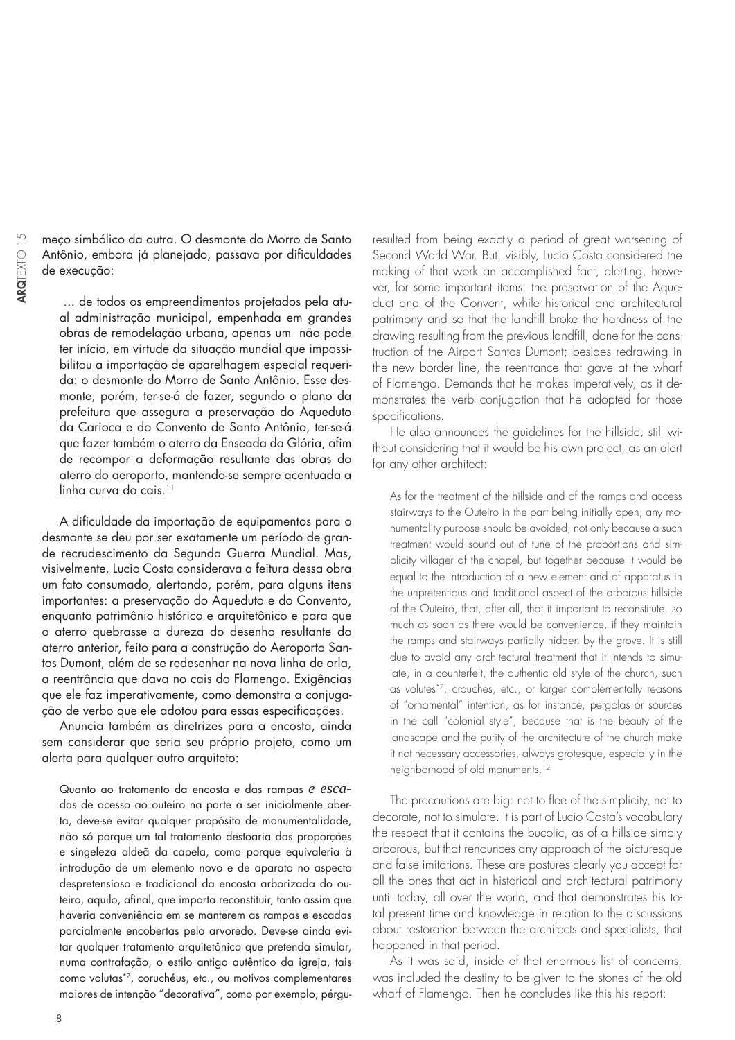meço simbólico da outra. O desmonte do Morro de Santo Antônio, embora já planejado, passava por dificuldades de execução:

> ... de todos os empreendimentos projetados pela atual administração municipal, empenhada em grandes obras de remodelação urbana, apenas um não pode ter início, em virtude da situação mundial que impossibilitou a importação de aparelhagem especial requerida: o desmonte do Morro de Santo Antônio. Esse desmonte, porém, ter-se-á de fazer, segundo o plano da prefeitura que assegura a preservação do Aqueduto da Carioca e do Convento de Santo Antônio, ter-se-á que fazer também o aterro da Enseada da Glória, afim de recompor a deformação resultante das obras do aterro do aeroporto, mantendo-se sempre acentuada a linha curva do cais.[11]

A dificuldade da importação de equipamentos para o desmonte se deu por ser exatamente um período de grande recrudescimento da Segunda Guerra Mundial. Mas, visivelmente, Lucio Costa considerava a feitura dessa obra um fato consumado, alertando, porém, para alguns itens importantes: a preservação do Aqueduto e do Convento, enquanto patrimônio histórico e arquitetônico e para que o aterro quebrasse a dureza do desenho resultante do aterro anterior, feito para a construção do Aeroporto Santos Dumont, além de se redesenhar na nova linha de orla, a reentrância que dava no cais do Flamengo. Exigências que ele faz imperativamente, como demonstra a conjugação de verbo que ele adotou para essas especificações.

Anuncia também as diretrizes para a encosta, ainda sem considerar que seria seu próprio projeto, como um alerta para qualquer outro arquiteto:

> Quanto ao tratamento da encosta e das rampas e escadas de acesso ao outeiro na parte a ser inicialmente aberta, deve-se evitar qualquer propósito de monumentalidade, não só porque um tal tratamento destoaria das proporções e singeleza aldeã da capela, como porque equivaleria à introdução de um elemento novo e de aparato no aspecto despretensioso e tradicional da encosta arborizada do outeiro, aquilo, afinal, que importa reconstituir, tanto assim que haveria conveniência em se manterem as rampas e escadas parcialmente encobertas pelo arvoredo. Deve-se ainda evitar qualquer tratamento arquitetônico que pretenda simular, numa contrafação, o estilo antigo autêntico da igreja, tais como volutas*[7], coruchéus, etc., ou motivos complementares maiores de intenção "decorativa", como por exemplo, pérgu-

resulted from being exactly a period of great worsening of Second World War. But, visibly, Lucio Costa considered the making of that work an accomplished fact, alerting, however, for some important items: the preservation of the Aqueduct and of the Convent, while historical and architectural patrimony and so that the landfill broke the hardness of the drawing resulting from the previous landfill, done for the construction of the Airport Santos Dumont; besides redrawing in the new border line, the reentrance that gave at the wharf of Flamengo. Demands that he makes imperatively, as it demonstrates the verb conjugation that he adopted for those specifications.

He also announces the guidelines for the hillside, still without considering that it would be his own project, as an alert for any other architect:

> As for the treatment of the hillside and of the ramps and access stairways to the Outeiro in the part being initially open, any monumentality purpose should be avoided, not only because a such treatment would sound out of tune of the proportions and simplicity villager of the chapel, but together because it would be equal to the introduction of a new element and of apparatus in the unpretentious and traditional aspect of the arborous hillside of the Outeiro, that, after all, that it important to reconstitute, so much as soon as there would be convenience, if they maintain the ramps and stairways partially hidden by the grove. It is still due to avoid any architectural treatment that it intends to simulate, in a counterfeit, the authentic old style of the church, such as volutes*[7], crouches, etc., or larger complementally reasons of "ornamental" intention, as for instance, pergolas or sources in the call "colonial style", because that is the beauty of the landscape and the purity of the architecture of the church make it not necessary accessories, always grotesque, especially in the neighborhood of old monuments.[12]

The precautions are big: not to flee of the simplicity, not to decorate, not to simulate. It is part of Lucio Costa's vocabulary the respect that it contains the bucolic, as of a hillside simply arborous, but that renounces any approach of the picturesque and false imitations. These are postures clearly you accept for all the ones that act in historical and architectural patrimony until today, all over the world, and that demonstrates his total present time and knowledge in relation to the discussions about restoration between the architects and specialists, that happened in that period.

As it was said, inside of that enormous list of concerns, was included the destiny to be given to the stones of the old wharf of Flamengo. Then he concludes like this his report: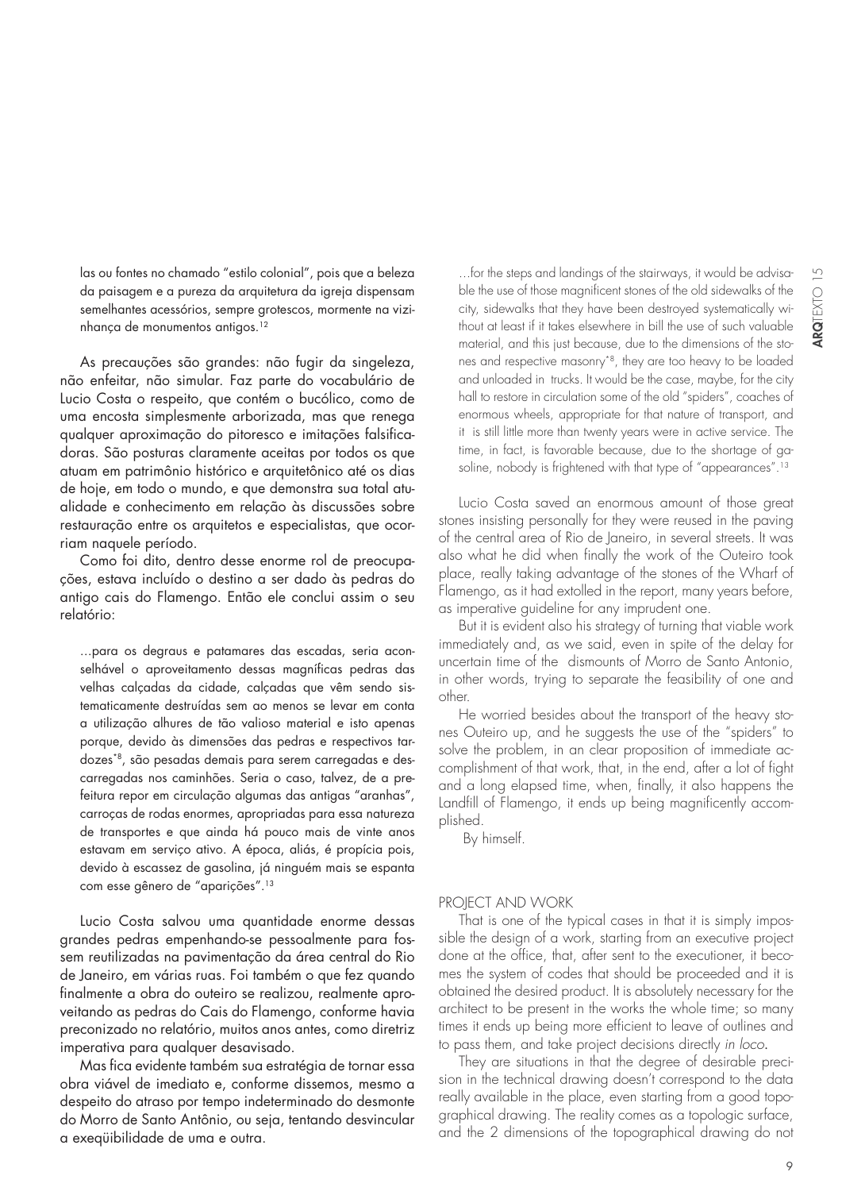las ou fontes no chamado "estilo colonial", pois que a beleza da paisagem e a pureza da arquitetura da igreja dispensam semelhantes acessórios, sempre grotescos, mormente na vizinhança de monumentos antigos.[12]

As precauções são grandes: não fugir da singeleza, não enfeitar, não simular. Faz parte do vocabulário de Lucio Costa o respeito, que contém o bucólico, como de uma encosta simplesmente arborizada, mas que renega qualquer aproximação do pitoresco e imitações falsificadoras. São posturas claramente aceitas por todos os que atuam em patrimônio histórico e arquitetônico até os dias de hoje, em todo o mundo, e que demonstra sua total atualidade e conhecimento em relação às discussões sobre restauração entre os arquitetos e especialistas, que ocorriam naquele período.

Como foi dito, dentro desse enorme rol de preocupações, estava incluído o destino a ser dado às pedras do antigo cais do Flamengo. Então ele conclui assim o seu relatório:

> ...para os degraus e patamares das escadas, seria aconselhável o aproveitamento dessas magníficas pedras das velhas calçadas da cidade, calçadas que vêm sendo sistematicamente destruídas sem ao menos se levar em conta a utilização alhures de tão valioso material e isto apenas porque, devido às dimensões das pedras e respectivos tardozes*[8], são pesadas demais para serem carregadas e descarregadas nos caminhões. Seria o caso, talvez, de a prefeitura repor em circulação algumas das antigas "aranhas", carroças de rodas enormes, apropriadas para essa natureza de transportes e que ainda há pouco mais de vinte anos estavam em serviço ativo. A época, aliás, é propícia pois, devido à escassez de gasolina, já ninguém mais se espanta com esse gênero de "aparições".[13]

Lucio Costa salvou uma quantidade enorme dessas grandes pedras empenhando-se pessoalmente para fossem reutilizadas na pavimentação da área central do Rio de Janeiro, em várias ruas. Foi também o que fez quando finalmente a obra do outeiro se realizou, realmente aproveitando as pedras do Cais do Flamengo, conforme havia preconizado no relatório, muitos anos antes, como diretriz imperativa para qualquer desavisado.

Mas fica evidente também sua estratégia de tornar essa obra viável de imediato e, conforme dissemos, mesmo a despeito do atraso por tempo indeterminado do desmonte do Morro de Santo Antônio, ou seja, tentando desvincular a exeqüibilidade de uma e outra.

> ...for the steps and landings of the stairways, it would be advisable the use of those magnificent stones of the old sidewalks of the city, sidewalks that they have been destroyed systematically without at least if it takes elsewhere in bill the use of such valuable material, and this just because, due to the dimensions of the stones and respective masonry*[8], they are too heavy to be loaded and unloaded in trucks. It would be the case, maybe, for the city hall to restore in circulation some of the old "spiders", coaches of enormous wheels, appropriate for that nature of transport, and it is still little more than twenty years were in active service. The time, in fact, is favorable because, due to the shortage of gasoline, nobody is frightened with that type of "appearances".[13]

Lucio Costa saved an enormous amount of those great stones insisting personally for they were reused in the paving of the central area of Rio de Janeiro, in several streets. It was also what he did when finally the work of the Outeiro took place, really taking advantage of the stones of the Wharf of Flamengo, as it had extolled in the report, many years before, as imperative guideline for any imprudent one.

But it is evident also his strategy of turning that viable work immediately and, as we said, even in spite of the delay for uncertain time of the dismounts of Morro de Santo Antonio, in other words, trying to separate the feasibility of one and other.

He worried besides about the transport of the heavy stones Outeiro up, and he suggests the use of the "spiders" to solve the problem, in an clear proposition of immediate accomplishment of that work, that, in the end, after a lot of fight and a long elapsed time, when, finally, it also happens the Landfill of Flamengo, it ends up being magnificently accomplished.

By himself.

## PROJECT AND WORK

That is one of the typical cases in that it is simply impossible the design of a work, starting from an executive project done at the office, that, after sent to the executioner, it becomes the system of codes that should be proceeded and it is obtained the desired product. It is absolutely necessary for the architect to be present in the works the whole time; so many times it ends up being more efficient to leave of outlines and to pass them, and take project decisions directly *in loco*.

They are situations in that the degree of desirable precision in the technical drawing doesn't correspond to the data really available in the place, even starting from a good topographical drawing. The reality comes as a topologic surface, and the 2 dimensions of the topographical drawing do not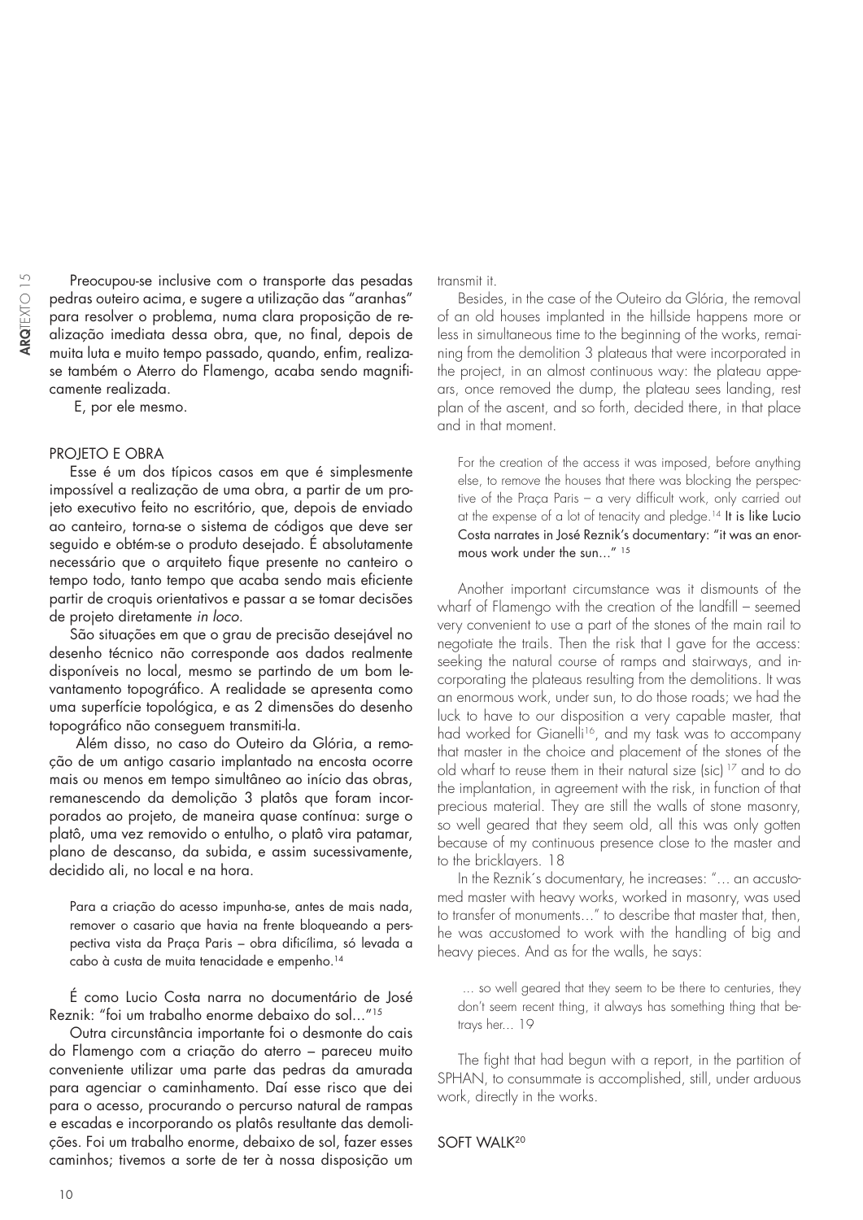Preocupou-se inclusive com o transporte das pesadas pedras outeiro acima, e sugere a utilização das "aranhas" para resolver o problema, numa clara proposição de realização imediata dessa obra, que, no final, depois de muita luta e muito tempo passado, quando, enfim, realiza-se também o Aterro do Flamengo, acaba sendo magnificamente realizada.

E, por ele mesmo.

## PROJETO E OBRA

Esse é um dos típicos casos em que é simplesmente impossível a realização de uma obra, a partir de um projeto executivo feito no escritório, que, depois de enviado ao canteiro, torna-se o sistema de códigos que deve ser seguido e obtém-se o produto desejado. É absolutamente necessário que o arquiteto fique presente no canteiro o tempo todo, tanto tempo que acaba sendo mais eficiente partir de croquis orientativos e passar a se tomar decisões de projeto diretamente *in loco*.

São situações em que o grau de precisão desejável no desenho técnico não corresponde aos dados realmente disponíveis no local, mesmo se partindo de um bom levantamento topográfico. A realidade se apresenta como uma superfície topológica, e as 2 dimensões do desenho topográfico não conseguem transmiti-la.

Além disso, no caso do Outeiro da Glória, a remoção de um antigo casario implantado na encosta ocorre mais ou menos em tempo simultâneo ao início das obras, remanescendo da demolição 3 platôs que foram incorporados ao projeto, de maneira quase contínua: surge o platô, uma vez removido o entulho, o platô vira patamar, plano de descanso, da subida, e assim sucessivamente, decidido ali, no local e na hora.

> Para a criação do acesso impunha-se, antes de mais nada, remover o casario que havia na frente bloqueando a perspectiva vista da Praça Paris – obra dificílima, só levada a cabo à custa de muita tenacidade e empenho.[14]

É como Lucio Costa narra no documentário de José Reznik: "foi um trabalho enorme debaixo do sol..."[15]

Outra circunstância importante foi o desmonte do cais do Flamengo com a criação do aterro – pareceu muito conveniente utilizar uma parte das pedras da amurada para agenciar o caminhamento. Daí esse risco que dei para o acesso, procurando o percurso natural de rampas e escadas e incorporando os platôs resultante das demolições. Foi um trabalho enorme, debaixo de sol, fazer esses caminhos; tivemos a sorte de ter à nossa disposição um

transmit it.

Besides, in the case of the Outeiro da Glória, the removal of an old houses implanted in the hillside happens more or less in simultaneous time to the beginning of the works, remaining from the demolition 3 plateaus that were incorporated in the project, in an almost continuous way: the plateau appears, once removed the dump, the plateau sees landing, rest plan of the ascent, and so forth, decided there, in that place and in that moment.

> For the creation of the access it was imposed, before anything else, to remove the houses that there was blocking the perspective of the Praça Paris – a very difficult work, only carried out at the expense of a lot of tenacity and pledge.[14] It is like Lucio Costa narrates in José Reznik's documentary: "it was an enormous work under the sun..." [15]

Another important circumstance was it dismounts of the wharf of Flamengo with the creation of the landfill – seemed very convenient to use a part of the stones of the main rail to negotiate the trails. Then the risk that I gave for the access: seeking the natural course of ramps and stairways, and incorporating the plateaus resulting from the demolitions. It was an enormous work, under sun, to do those roads; we had the luck to have to our disposition a very capable master, that had worked for Gianelli[16], and my task was to accompany that master in the choice and placement of the stones of the old wharf to reuse them in their natural size (sic) [17] and to do the implantation, in agreement with the risk, in function of that precious material. They are still the walls of stone masonry, so well geared that they seem old, all this was only gotten because of my continuous presence close to the master and to the bricklayers. 18

In the Reznik's documentary, he increases: "... an accustomed master with heavy works, worked in masonry, was used to transfer of monuments..." to describe that master that, then, he was accustomed to work with the handling of big and heavy pieces. And as for the walls, he says:

> ... so well geared that they seem to be there to centuries, they don't seem recent thing, it always has something thing that betrays her... 19

The fight that had begun with a report, in the partition of SPHAN, to consummate is accomplished, still, under arduous work, directly in the works.

## SOFT WALK[20]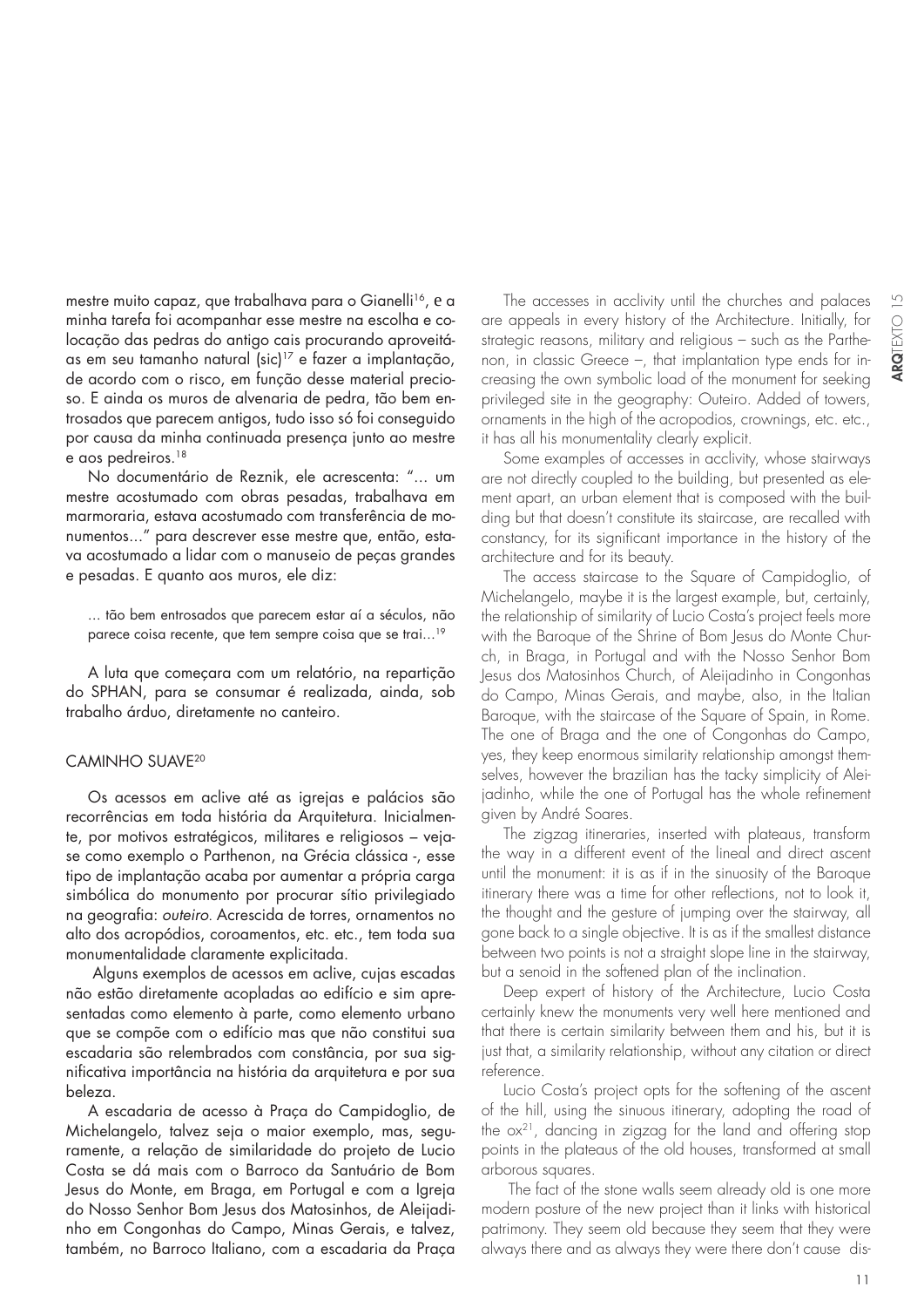mestre muito capaz, que trabalhava para o Gianelli[16], e a minha tarefa foi acompanhar esse mestre na escolha e colocação das pedras do antigo cais procurando aproveitá-as em seu tamanho natural (sic)[17] e fazer a implantação, de acordo com o risco, em função desse material precioso. E ainda os muros de alvenaria de pedra, tão bem entrosados que parecem antigos, tudo isso só foi conseguido por causa da minha continuada presença junto ao mestre e aos pedreiros.[18]

No documentário de Reznik, ele acrescenta: "... um mestre acostumado com obras pesadas, trabalhava em marmoraria, estava acostumado com transferência de monumentos..." para descrever esse mestre que, então, estava acostumado a lidar com o manuseio de peças grandes e pesadas. E quanto aos muros, ele diz:

> ... tão bem entrosados que parecem estar aí a séculos, não parece coisa recente, que tem sempre coisa que se trai...[19]

A luta que começara com um relatório, na repartição do SPHAN, para se consumar é realizada, ainda, sob trabalho árduo, diretamente no canteiro.

## CAMINHO SUAVE[20]

Os acessos em aclive até as igrejas e palácios são recorrências em toda história da Arquitetura. Inicialmente, por motivos estratégicos, militares e religiosos – veja-se como exemplo o Parthenon, na Grécia clássica -, esse tipo de implantação acaba por aumentar a própria carga simbólica do monumento por procurar sítio privilegiado na geografia: *outeiro*. Acrescida de torres, ornamentos no alto dos acropódios, coroamentos, etc. etc., tem toda sua monumentalidade claramente explicitada.

Alguns exemplos de acessos em aclive, cujas escadas não estão diretamente acopladas ao edifício e sim apresentadas como elemento à parte, como elemento urbano que se compõe com o edifício mas que não constitui sua escadaria são relembrados com constância, por sua significativa importância na história da arquitetura e por sua beleza.

A escadaria de acesso à Praça do Campidoglio, de Michelangelo, talvez seja o maior exemplo, mas, seguramente, a relação de similaridade do projeto de Lucio Costa se dá mais com o Barroco da Santuário de Bom Jesus do Monte, em Braga, em Portugal e com a Igreja do Nosso Senhor Bom Jesus dos Matosinhos, de Aleijadinho em Congonhas do Campo, Minas Gerais, e talvez, também, no Barroco Italiano, com a escadaria da Praça

The accesses in acclivity until the churches and palaces are appeals in every history of the Architecture. Initially, for strategic reasons, military and religious – such as the Parthenon, in classic Greece –, that implantation type ends for increasing the own symbolic load of the monument for seeking privileged site in the geography: Outeiro. Added of towers, ornaments in the high of the acropodios, crownings, etc. etc., it has all his monumentality clearly explicit.

Some examples of accesses in acclivity, whose stairways are not directly coupled to the building, but presented as element apart, an urban element that is composed with the building but that doesn't constitute its staircase, are recalled with constancy, for its significant importance in the history of the architecture and for its beauty.

The access staircase to the Square of Campidoglio, of Michelangelo, maybe it is the largest example, but, certainly, the relationship of similarity of Lucio Costa's project feels more with the Baroque of the Shrine of Bom Jesus do Monte Church, in Braga, in Portugal and with the Nosso Senhor Bom Jesus dos Matosinhos Church, of Aleijadinho in Congonhas do Campo, Minas Gerais, and maybe, also, in the Italian Baroque, with the staircase of the Square of Spain, in Rome. The one of Braga and the one of Congonhas do Campo, yes, they keep enormous similarity relationship amongst themselves, however the brazilian has the tacky simplicity of Aleijadinho, while the one of Portugal has the whole refinement given by André Soares.

The zigzag itineraries, inserted with plateaus, transform the way in a different event of the lineal and direct ascent until the monument: it is as if in the sinuosity of the Baroque itinerary there was a time for other reflections, not to look it, the thought and the gesture of jumping over the stairway, all gone back to a single objective. It is as if the smallest distance between two points is not a straight slope line in the stairway, but a senoid in the softened plan of the inclination.

Deep expert of history of the Architecture, Lucio Costa certainly knew the monuments very well here mentioned and that there is certain similarity between them and his, but it is just that, a similarity relationship, without any citation or direct reference.

Lucio Costa's project opts for the softening of the ascent of the hill, using the sinuous itinerary, adopting the road of the ox[21], dancing in zigzag for the land and offering stop points in the plateaus of the old houses, transformed at small arborous squares.

The fact of the stone walls seem already old is one more modern posture of the new project than it links with historical patrimony. They seem old because they seem that they were always there and as always they were there don't cause dis-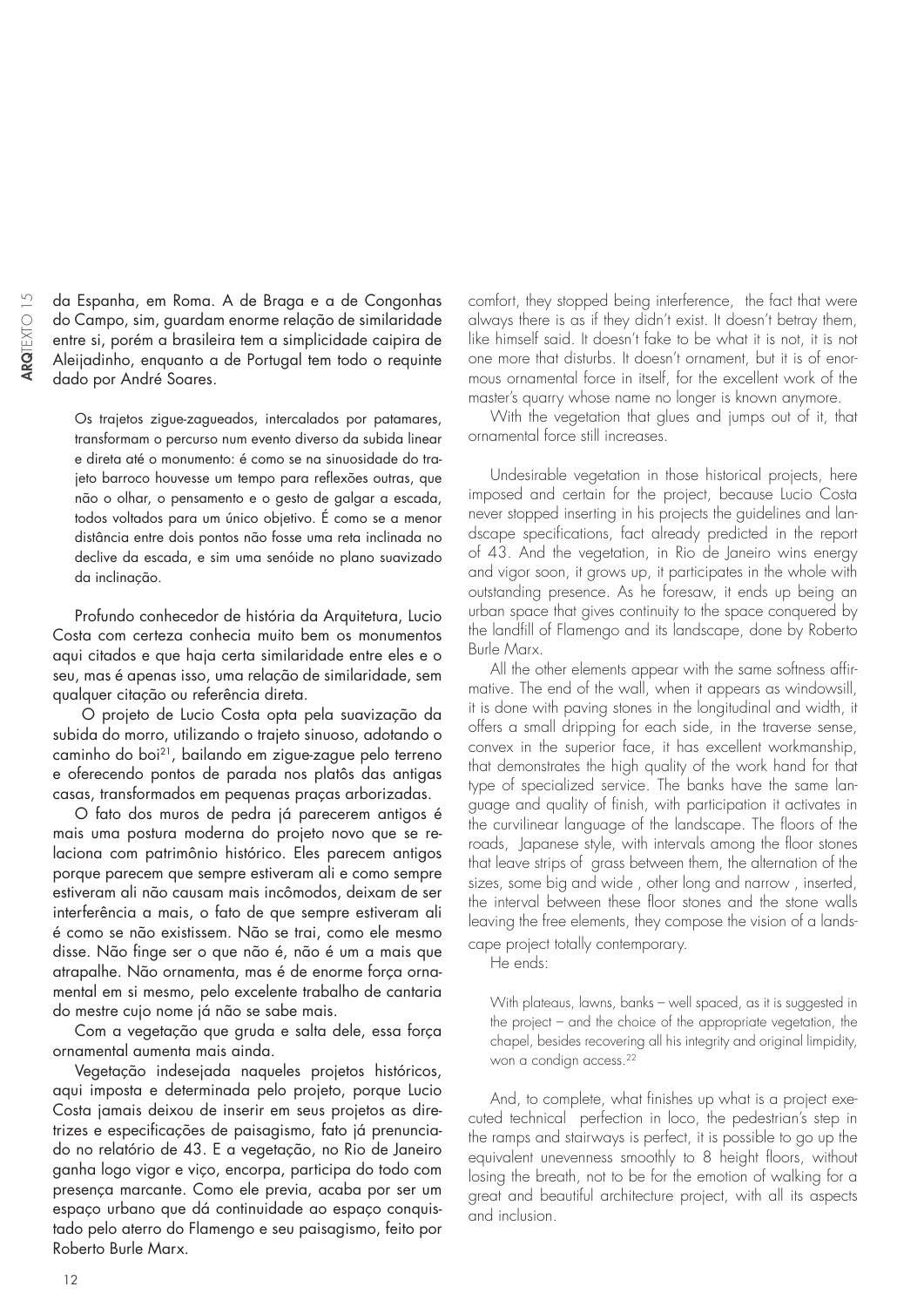da Espanha, em Roma. A de Braga e a de Congonhas do Campo, sim, guardam enorme relação de similaridade entre si, porém a brasileira tem a simplicidade caipira de Aleijadinho, enquanto a de Portugal tem todo o requinte dado por André Soares.

> Os trajetos zigue-zagueados, intercalados por patamares, transformam o percurso num evento diverso da subida linear e direta até o monumento: é como se na sinuosidade do trajeto barroco houvesse um tempo para reflexões outras, que não o olhar, o pensamento e o gesto de galgar a escada, todos voltados para um único objetivo. É como se a menor distância entre dois pontos não fosse uma reta inclinada no declive da escada, e sim uma senóide no plano suavizado da inclinação.

Profundo conhecedor de história da Arquitetura, Lucio Costa com certeza conhecia muito bem os monumentos aqui citados e que haja certa similaridade entre eles e o seu, mas é apenas isso, uma relação de similaridade, sem qualquer citação ou referência direta.

O projeto de Lucio Costa opta pela suavização da subida do morro, utilizando o trajeto sinuoso, adotando o caminho do boi[21], bailando em zigue-zague pelo terreno e oferecendo pontos de parada nos platôs das antigas casas, transformados em pequenas praças arborizadas.

O fato dos muros de pedra já parecerem antigos é mais uma postura moderna do projeto novo que se relaciona com patrimônio histórico. Eles parecem antigos porque parecem que sempre estiveram ali e como sempre estiveram ali não causam mais incômodos, deixam de ser interferência a mais, o fato de que sempre estiveram ali é como se não existissem. Não se trai, como ele mesmo disse. Não finge ser o que não é, não é um a mais que atrapalhe. Não ornamenta, mas é de enorme força ornamental em si mesmo, pelo excelente trabalho de cantaria do mestre cujo nome já não se sabe mais.

Com a vegetação que gruda e salta dele, essa força ornamental aumenta mais ainda.

Vegetação indesejada naqueles projetos históricos, aqui imposta e determinada pelo projeto, porque Lucio Costa jamais deixou de inserir em seus projetos as diretrizes e especificações de paisagismo, fato já prenunciado no relatório de 43. E a vegetação, no Rio de Janeiro ganha logo vigor e viço, encorpa, participa do todo com presença marcante. Como ele previa, acaba por ser um espaço urbano que dá continuidade ao espaço conquistado pelo aterro do Flamengo e seu paisagismo, feito por Roberto Burle Marx.

comfort, they stopped being interference, the fact that were always there is as if they didn't exist. It doesn't betray them, like himself said. It doesn't fake to be what it is not, it is not one more that disturbs. It doesn't ornament, but it is of enormous ornamental force in itself, for the excellent work of the master's quarry whose name no longer is known anymore.

With the vegetation that glues and jumps out of it, that ornamental force still increases.

Undesirable vegetation in those historical projects, here imposed and certain for the project, because Lucio Costa never stopped inserting in his projects the guidelines and landscape specifications, fact already predicted in the report of 43. And the vegetation, in Rio de Janeiro wins energy and vigor soon, it grows up, it participates in the whole with outstanding presence. As he foresaw, it ends up being an urban space that gives continuity to the space conquered by the landfill of Flamengo and its landscape, done by Roberto Burle Marx.

All the other elements appear with the same softness affirmative. The end of the wall, when it appears as windowsill, it is done with paving stones in the longitudinal and width, it offers a small dripping for each side, in the traverse sense, convex in the superior face, it has excellent workmanship, that demonstrates the high quality of the work hand for that type of specialized service. The banks have the same language and quality of finish, with participation it activates in the curvilinear language of the landscape. The floors of the roads, Japanese style, with intervals among the floor stones that leave strips of grass between them, the alternation of the sizes, some big and wide , other long and narrow , inserted, the interval between these floor stones and the stone walls leaving the free elements, they compose the vision of a landscape project totally contemporary.

He ends:

> With plateaus, lawns, banks – well spaced, as it is suggested in the project – and the choice of the appropriate vegetation, the chapel, besides recovering all his integrity and original limpidity, won a condign access.[22]

And, to complete, what finishes up what is a project executed technical perfection in loco, the pedestrian's step in the ramps and stairways is perfect, it is possible to go up the equivalent unevenness smoothly to 8 height floors, without losing the breath, not to be for the emotion of walking for a great and beautiful architecture project, with all its aspects and inclusion.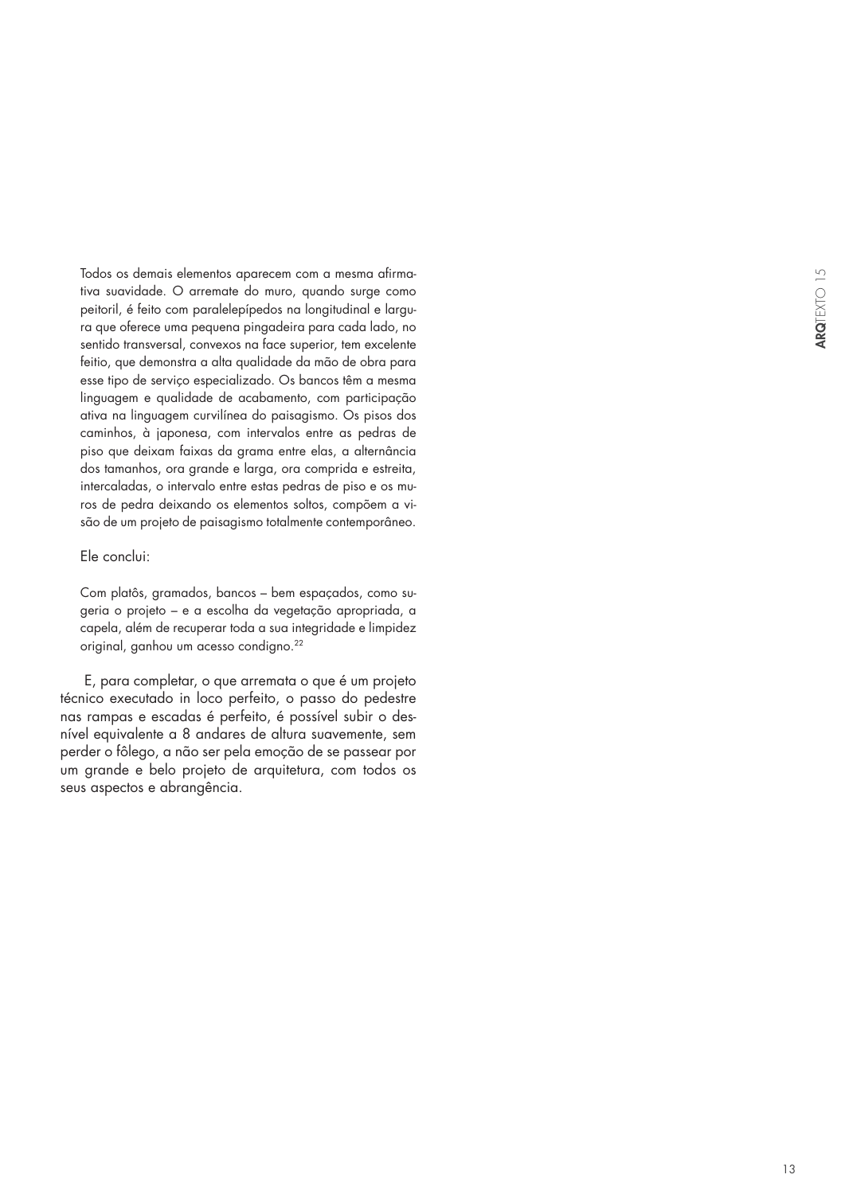> Todos os demais elementos aparecem com a mesma afirmativa suavidade. O arremate do muro, quando surge como peitoril, é feito com paralelepípedos na longitudinal e largura que oferece uma pequena pingadeira para cada lado, no sentido transversal, convexos na face superior, tem excelente feitio, que demonstra a alta qualidade da mão de obra para esse tipo de serviço especializado. Os bancos têm a mesma linguagem e qualidade de acabamento, com participação ativa na linguagem curvilínea do paisagismo. Os pisos dos caminhos, à japonesa, com intervalos entre as pedras de piso que deixam faixas da grama entre elas, a alternância dos tamanhos, ora grande e larga, ora comprida e estreita, intercaladas, o intervalo entre estas pedras de piso e os muros de pedra deixando os elementos soltos, compõem a visão de um projeto de paisagismo totalmente contemporâneo.

Ele conclui:

> Com platôs, gramados, bancos – bem espaçados, como sugeria o projeto – e a escolha da vegetação apropriada, a capela, além de recuperar toda a sua integridade e limpidez original, ganhou um acesso condigno.[22]

E, para completar, o que arremata o que é um projeto técnico executado in loco perfeito, o passo do pedestre nas rampas e escadas é perfeito, é possível subir o desnível equivalente a 8 andares de altura suavemente, sem perder o fôlego, a não ser pela emoção de se passear por um grande e belo projeto de arquitetura, com todos os seus aspectos e abrangência.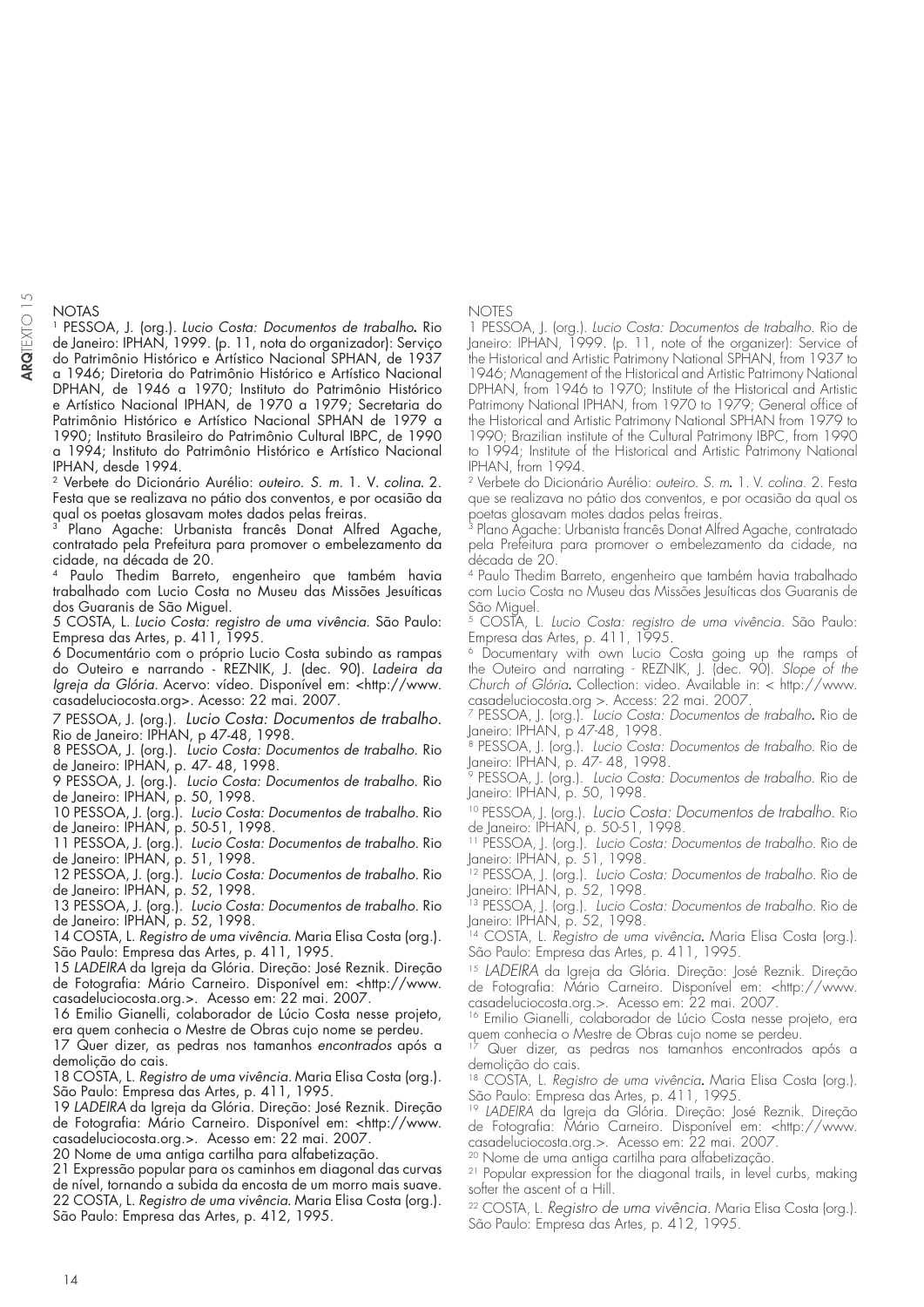## NOTAS

[1] PESSOA, J. (org.). *Lucio Costa: Documentos de trabalho*. Rio de Janeiro: IPHAN, 1999. (p. 11, nota do organizador): Serviço do Patrimônio Histórico e Artístico Nacional SPHAN, de 1937 a 1946; Diretoria do Patrimônio Histórico e Artístico Nacional DPHAN, de 1946 a 1970; Instituto do Patrimônio Histórico e Artístico Nacional IPHAN, de 1970 a 1979; Secretaria do Patrimônio Histórico e Artístico Nacional SPHAN de 1979 a 1990; Instituto Brasileiro do Patrimônio Cultural IBPC, de 1990 a 1994; Instituto do Patrimônio Histórico e Artístico Nacional IPHAN, desde 1994.

[2] Verbete do Dicionário Aurélio: *outeiro. S. m.* 1. V. *colina*. 2. Festa que se realizava no pátio dos conventos, e por ocasião da qual os poetas glosavam motes dados pelas freiras.

[3] Plano Agache: Urbanista francês Donat Alfred Agache, contratado pela Prefeitura para promover o embelezamento da cidade, na década de 20.

[4] Paulo Thedim Barreto, engenheiro que também havia trabalhado com Lucio Costa no Museu das Missões Jesuíticas dos Guaranis de São Miguel.

5 COSTA, L. *Lucio Costa: registro de uma vivência*. São Paulo: Empresa das Artes, p. 411, 1995.

6 Documentário com o próprio Lucio Costa subindo as rampas do Outeiro e narrando - REZNIK, J. (dec. 90). *Ladeira da Igreja da Glória*. Acervo: vídeo. Disponível em: <http://www.casadeluciocosta.org>. Acesso: 22 mai. 2007.

7 PESSOA, J. (org.). *Lucio Costa: Documentos de trabalho*. Rio de Janeiro: IPHAN, p 47-48, 1998.

8 PESSOA, J. (org.). *Lucio Costa: Documentos de trabalho*. Rio de Janeiro: IPHAN, p. 47- 48, 1998.

9 PESSOA, J. (org.). *Lucio Costa: Documentos de trabalho*. Rio de Janeiro: IPHAN, p. 50, 1998.

10 PESSOA, J. (org.). *Lucio Costa: Documentos de trabalho*. Rio de Janeiro: IPHAN, p. 50-51, 1998.

11 PESSOA, J. (org.). *Lucio Costa: Documentos de trabalho*. Rio de Janeiro: IPHAN, p. 51, 1998.

12 PESSOA, J. (org.). *Lucio Costa: Documentos de trabalho*. Rio de Janeiro: IPHAN, p. 52, 1998.

13 PESSOA, J. (org.). *Lucio Costa: Documentos de trabalho*. Rio de Janeiro: IPHAN, p. 52, 1998.

14 COSTA, L. *Registro de uma vivência*. Maria Elisa Costa (org.). São Paulo: Empresa das Artes, p. 411, 1995.

15 *LADEIRA* da Igreja da Glória. Direção: José Reznik. Direção de Fotografia: Mário Carneiro. Disponível em: <http://www.casadeluciocosta.org.>. Acesso em: 22 mai. 2007.

16 Emilio Gianelli, colaborador de Lúcio Costa nesse projeto, era quem conhecia o Mestre de Obras cujo nome se perdeu.

17 Quer dizer, as pedras nos tamanhos *encontrados* após a demolição do cais.

18 COSTA, L. *Registro de uma vivência*. Maria Elisa Costa (org.). São Paulo: Empresa das Artes, p. 411, 1995.

19 *LADEIRA* da Igreja da Glória. Direção: José Reznik. Direção de Fotografia: Mário Carneiro. Disponível em: <http://www.casadeluciocosta.org.>. Acesso em: 22 mai. 2007.

20 Nome de uma antiga cartilha para alfabetização.

21 Expressão popular para os caminhos em diagonal das curvas de nível, tornando a subida da encosta de um morro mais suave.

22 COSTA, L. *Registro de uma vivência*. Maria Elisa Costa (org.). São Paulo: Empresa das Artes, p. 412, 1995.

## NOTES

1 PESSOA, J. (org.). *Lucio Costa: Documentos de trabalho*. Rio de Janeiro: IPHAN, 1999. (p. 11, note of the organizer): Service of the Historical and Artistic Patrimony National SPHAN, from 1937 to 1946; Management of the Historical and Artistic Patrimony National DPHAN, from 1946 to 1970; Institute of the Historical and Artistic Patrimony National IPHAN, from 1970 to 1979; General office of the Historical and Artistic Patrimony National SPHAN from 1979 to 1990; Brazilian institute of the Cultural Patrimony IBPC, from 1990 to 1994; Institute of the Historical and Artistic Patrimony National IPHAN, from 1994.

[2] Verbete do Dicionário Aurélio: *outeiro. S. m.* 1. V. *colina*. 2. Festa que se realizava no pátio dos conventos, e por ocasião da qual os poetas glosavam motes dados pelas freiras.

[3] Plano Agache: Urbanista francês Donat Alfred Agache, contratado pela Prefeitura para promover o embelezamento da cidade, na década de 20.

[4] Paulo Thedim Barreto, engenheiro que também havia trabalhado com Lucio Costa no Museu das Missões Jesuíticas dos Guaranis de São Miguel.

[5] COSTA, L. *Lucio Costa: registro de uma vivência*. São Paulo: Empresa das Artes, p. 411, 1995.

[6] Documentary with own Lucio Costa going up the ramps of the Outeiro and narrating - REZNIK, J. (dec. 90). *Slope of the Church of Glória*. Collection: video. Available in: < http://www.casadeluciocosta.org >. Access: 22 mai. 2007.

[7] PESSOA, J. (org.). *Lucio Costa: Documentos de trabalho*. Rio de Janeiro: IPHAN, p 47-48, 1998.

[8] PESSOA, J. (org.). *Lucio Costa: Documentos de trabalho*. Rio de Janeiro: IPHAN, p. 47- 48, 1998.

[9] PESSOA, J. (org.). *Lucio Costa: Documentos de trabalho*. Rio de Janeiro: IPHAN, p. 50, 1998.

[10] PESSOA, J. (org.). *Lucio Costa: Documentos de trabalho*. Rio de Janeiro: IPHAN, p. 50-51, 1998.

[11] PESSOA, J. (org.). *Lucio Costa: Documentos de trabalho*. Rio de Janeiro: IPHAN, p. 51, 1998.

[12] PESSOA, J. (org.). *Lucio Costa: Documentos de trabalho*. Rio de Janeiro: IPHAN, p. 52, 1998.

[13] PESSOA, J. (org.). *Lucio Costa: Documentos de trabalho*. Rio de Janeiro: IPHAN, p. 52, 1998.

[14] COSTA, L. *Registro de uma vivência*. Maria Elisa Costa (org.). São Paulo: Empresa das Artes, p. 411, 1995.

[15] *LADEIRA* da Igreja da Glória. Direção: José Reznik. Direção de Fotografia: Mário Carneiro. Disponível em: <http://www.casadeluciocosta.org.>. Acesso em: 22 mai. 2007.

[16] Emilio Gianelli, colaborador de Lúcio Costa nesse projeto, era quem conhecia o Mestre de Obras cujo nome se perdeu.

[17] Quer dizer, as pedras nos tamanhos encontrados após a demolição do cais.

[18] COSTA, L. *Registro de uma vivência*. Maria Elisa Costa (org.). São Paulo: Empresa das Artes, p. 411, 1995.

[19] *LADEIRA* da Igreja da Glória. Direção: José Reznik. Direção de Fotografia: Mário Carneiro. Disponível em: <http://www.casadeluciocosta.org.>. Acesso em: 22 mai. 2007.

[20] Nome de uma antiga cartilha para alfabetização.

[21] Popular expression for the diagonal trails, in level curbs, making softer the ascent of a Hill.

[22] COSTA, L. *Registro de uma vivência*. Maria Elisa Costa (org.). São Paulo: Empresa das Artes, p. 412, 1995.